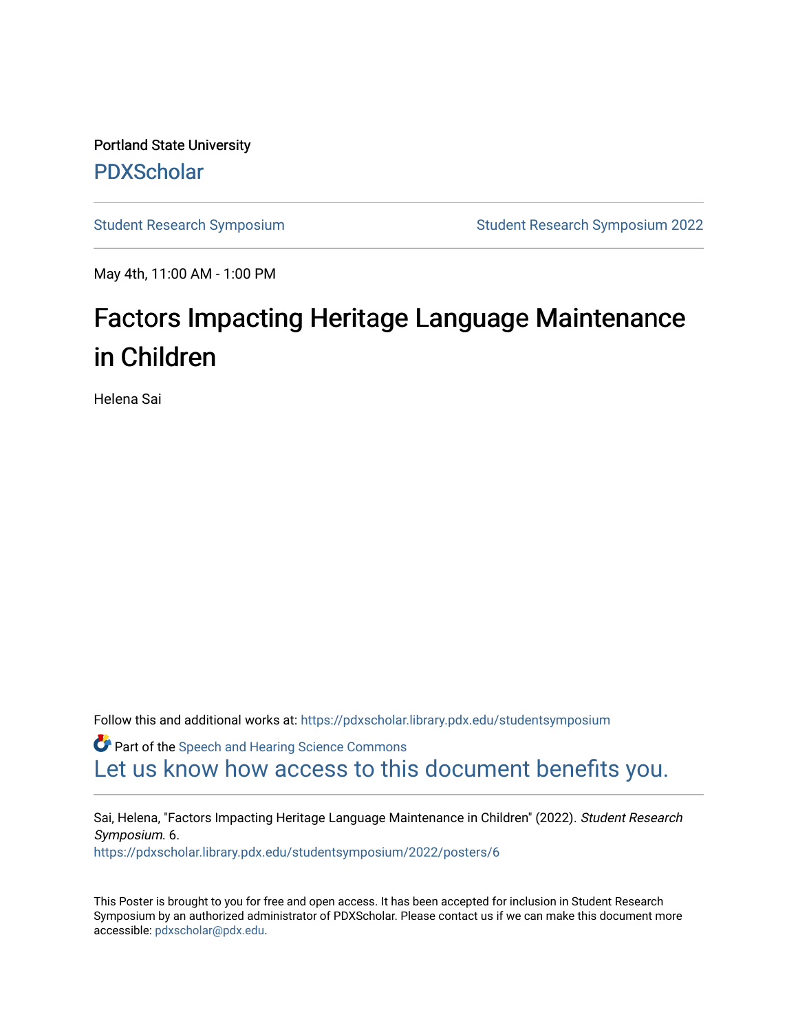Portland State University

PDXScholar

Student Research Symposium | Student Research Symposium 2022

May 4th, 11:00 AM - 1:00 PM

# Factors Impacting Heritage Language Maintenance in Children

Helena Sai

Follow this and additional works at: https://pdxscholar.library.pdx.edu/studentsymposium

Part of the Speech and Hearing Science Commons

Let us know how access to this document benefits you.

Sai, Helena, "Factors Impacting Heritage Language Maintenance in Children" (2022). *Student Research Symposium*. 6.
https://pdxscholar.library.pdx.edu/studentsymposium/2022/posters/6

This Poster is brought to you for free and open access. It has been accepted for inclusion in Student Research Symposium by an authorized administrator of PDXScholar. Please contact us if we can make this document more accessible: pdxscholar@pdx.edu.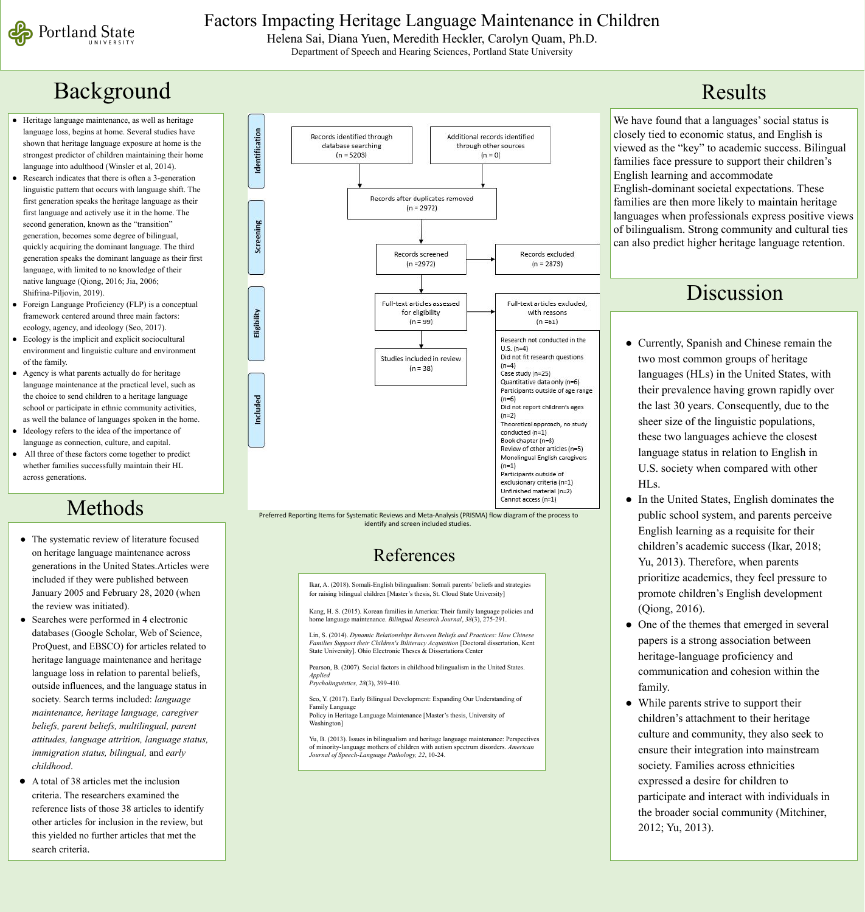# Factors Impacting Heritage Language Maintenance in Children

Helena Sai, Diana Yuen, Meredith Heckler, Carolyn Quam, Ph.D.

Department of Speech and Hearing Sciences, Portland State University

## Background

- Heritage language maintenance, as well as heritage language loss, begins at home. Several studies have shown that heritage language exposure at home is the strongest predictor of children maintaining their home language into adulthood (Winsler et al, 2014).
- Research indicates that there is often a 3-generation linguistic pattern that occurs with language shift. The first generation speaks the heritage language as their first language and actively use it in the home. The second generation, known as the "transition" generation, becomes some degree of bilingual, quickly acquiring the dominant language. The third generation speaks the dominant language as their first language, with limited to no knowledge of their native language (Qiong, 2016; Jia, 2006; Shifrina-Piljovin, 2019).
- Foreign Language Proficiency (FLP) is a conceptual framework centered around three main factors: ecology, agency, and ideology (Seo, 2017).
- Ecology is the implicit and explicit sociocultural environment and linguistic culture and environment of the family.
- Agency is what parents actually do for heritage language maintenance at the practical level, such as the choice to send children to a heritage language school or participate in ethnic community activities, as well the balance of languages spoken in the home.
- Ideology refers to the idea of the importance of language as connection, culture, and capital.
- All three of these factors come together to predict whether families successfully maintain their HL across generations.

## Methods

- The systematic review of literature focused on heritage language maintenance across generations in the United States.Articles were included if they were published between January 2005 and February 28, 2020 (when the review was initiated).
- Searches were performed in 4 electronic databases (Google Scholar, Web of Science, ProQuest, and EBSCO) for articles related to heritage language maintenance and heritage language loss in relation to parental beliefs, outside influences, and the language status in society. Search terms included: *language maintenance, heritage language, caregiver beliefs, parent beliefs, multilingual, parent attitudes, language attrition, language status, immigration status, bilingual,* and *early childhood*.
- A total of 38 articles met the inclusion criteria. The researchers examined the reference lists of those 38 articles to identify other articles for inclusion in the review, but this yielded no further articles that met the search criteria.

Identification

Records identified through database searching (n = 5203)

Additional records identified through other sources (n = 0)

Records after duplicates removed (n = 2972)

Screening

Records screened (n = 2972)

Records excluded (n = 2873)

Eligibility

Full-text articles assessed for eligibility (n = 99)

Full-text articles excluded, with reasons (n = 61)

Research not conducted in the U.S. (n=4)
Did not fit research questions (n=4)
Case study (n=25)
Quantitative data only (n=6)
Participants outside of age range (n=6)
Did not report children's ages (n=2)
Theoretical approach, no study conducted (n=1)
Book chapter (n=3)
Review of other articles (n=5)
Monolingual English caregivers (n=1)
Participants outside of exclusionary criteria (n=1)
Unfinished material (n=2)
Cannot access (n=1)

Included

Studies included in review (n = 38)

Preferred Reporting Items for Systematic Reviews and Meta-Analysis (PRISMA) flow diagram of the process to identify and screen included studies.

## Results

We have found that a languages' social status is closely tied to economic status, and English is viewed as the "key" to academic success. Bilingual families face pressure to support their children's English learning and accommodate English-dominant societal expectations. These families are then more likely to maintain heritage languages when professionals express positive views of bilingualism. Strong community and cultural ties can also predict higher heritage language retention.

## Discussion

- Currently, Spanish and Chinese remain the two most common groups of heritage languages (HLs) in the United States, with their prevalence having grown rapidly over the last 30 years. Consequently, due to the sheer size of the linguistic populations, these two languages achieve the closest language status in relation to English in U.S. society when compared with other HLs.
- In the United States, English dominates the public school system, and parents perceive English learning as a requisite for their children's academic success (Ikar, 2018; Yu, 2013). Therefore, when parents prioritize academics, they feel pressure to promote children's English development (Qiong, 2016).
- One of the themes that emerged in several papers is a strong association between heritage-language proficiency and communication and cohesion within the family.
- While parents strive to support their children's attachment to their heritage culture and community, they also seek to ensure their integration into mainstream society. Families across ethnicities expressed a desire for children to participate and interact with individuals in the broader social community (Mitchiner, 2012; Yu, 2013).

## References

Ikar, A. (2018). Somali-English bilingualism: Somali parents' beliefs and strategies for raising bilingual children [Master's thesis, St. Cloud State University]

Kang, H. S. (2015). Korean families in America: Their family language policies and home language maintenance. *Bilingual Research Journal, 38*(3), 275-291.

Lin, S. (2014). *Dynamic Relationships Between Beliefs and Practices: How Chinese Families Support their Children's Biliteracy Acquisition* [Doctoral dissertation, Kent State University]. Ohio Electronic Theses & Dissertations Center

Pearson, B. (2007). Social factors in childhood bilingualism in the United States. *Applied Psycholinguistics, 28*(3), 399-410.

Seo, Y. (2017). Early Bilingual Development: Expanding Our Understanding of Family Language Policy in Heritage Language Maintenance [Master's thesis, University of Washington]

Yu, B. (2013). Issues in bilingualism and heritage language maintenance: Perspectives of minority-language mothers of children with autism spectrum disorders. *American Journal of Speech-Language Pathology, 22*, 10-24.